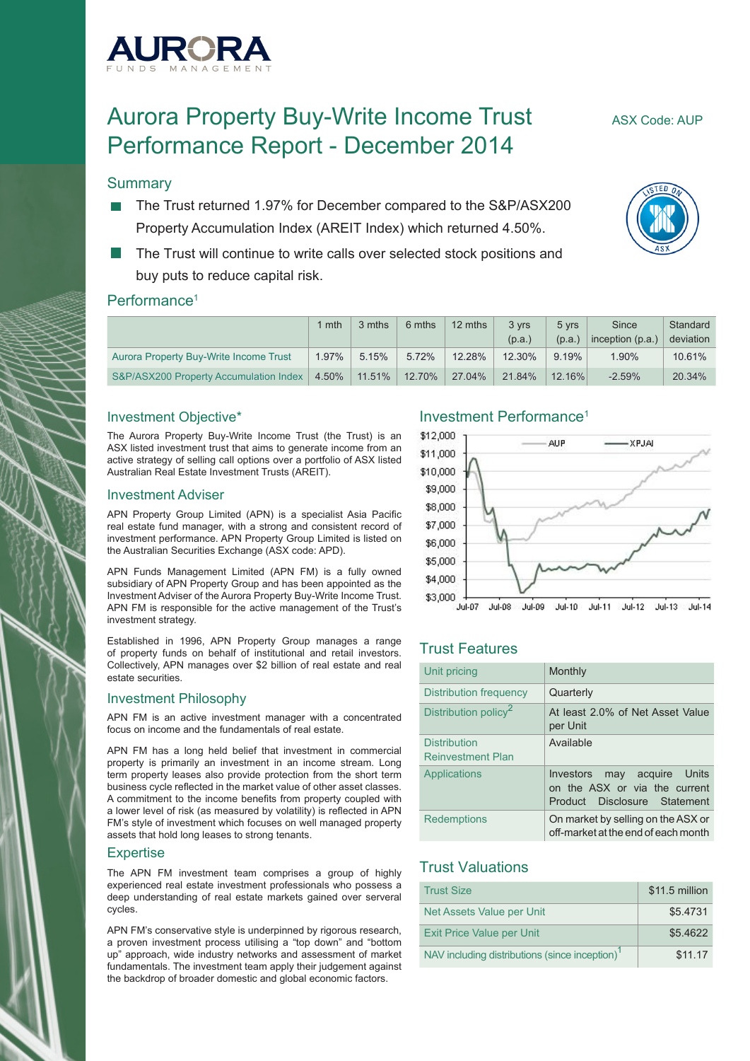AURORA FUNDS MANAGEMENT

# Aurora Property Buy-Write Income Trust Performance Report - December 2014

ASX Code: AUP

## Summary

- The Trust returned 1.97% for December compared to the S&P/ASX200 Property Accumulation Index (AREIT Index) which returned 4.50%.
- The Trust will continue to write calls over selected stock positions and buy puts to reduce capital risk.

## Performance[1]

| | 1 mth | 3 mths | 6 mths | 12 mths | 3 yrs (p.a.) | 5 yrs (p.a.) | Since inception (p.a.) | Standard deviation |
|---|---|---|---|---|---|---|---|---|
| Aurora Property Buy-Write Income Trust | 1.97% | 5.15% | 5.72% | 12.28% | 12.30% | 9.19% | 1.90% | 10.61% |
| S&P/ASX200 Property Accumulation Index | 4.50% | 11.51% | 12.70% | 27.04% | 21.84% | 12.16% | -2.59% | 20.34% |

## Investment Objective*

The Aurora Property Buy-Write Income Trust (the Trust) is an ASX listed investment trust that aims to generate income from an active strategy of selling call options over a portfolio of ASX listed Australian Real Estate Investment Trusts (AREIT).

## Investment Adviser

APN Property Group Limited (APN) is a specialist Asia Pacific real estate fund manager, with a strong and consistent record of investment performance. APN Property Group Limited is listed on the Australian Securities Exchange (ASX code: APD).

APN Funds Management Limited (APN FM) is a fully owned subsidiary of APN Property Group and has been appointed as the Investment Adviser of the Aurora Property Buy-Write Income Trust. APN FM is responsible for the active management of the Trust's investment strategy.

Established in 1996, APN Property Group manages a range of property funds on behalf of institutional and retail investors. Collectively, APN manages over $2 billion of real estate and real estate securities.

## Investment Philosophy

APN FM is an active investment manager with a concentrated focus on income and the fundamentals of real estate.

APN FM has a long held belief that investment in commercial property is primarily an investment in an income stream. Long term property leases also provide protection from the short term business cycle reflected in the market value of other asset classes. A commitment to the income benefits from property coupled with a lower level of risk (as measured by volatility) is reflected in APN FM's style of investment which focuses on well managed property assets that hold long leases to strong tenants.

## Expertise

The APN FM investment team comprises a group of highly experienced real estate investment professionals who possess a deep understanding of real estate markets gained over serveral cycles.

APN FM's conservative style is underpinned by rigorous research, a proven investment process utilising a "top down" and "bottom up" approach, wide industry networks and assessment of market fundamentals. The investment team apply their judgement against the backdrop of broader domestic and global economic factors.

## Investment Performance[1]

## Trust Features

| | |
|---|---|
| Unit pricing | Monthly |
| Distribution frequency | Quarterly |
| Distribution policy[2] | At least 2.0% of Net Asset Value per Unit |
| Distribution Reinvestment Plan | Available |
| Applications | Investors may acquire Units on the ASX or via the current Product Disclosure Statement |
| Redemptions | On market by selling on the ASX or off-market at the end of each month |

## Trust Valuations

| | |
|---|---|
| Trust Size | $11.5 million |
| Net Assets Value per Unit | $5.4731 |
| Exit Price Value per Unit | $5.4622 |
| NAV including distributions (since inception)[1] | $11.17 |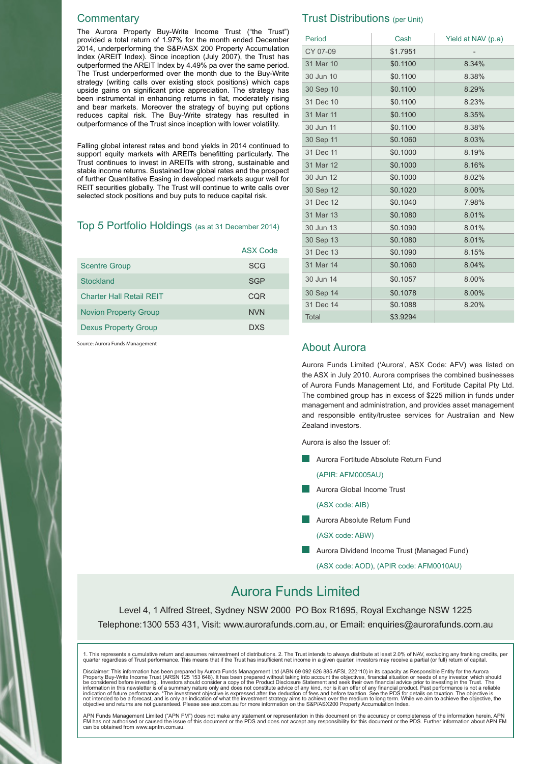## Commentary

The Aurora Property Buy-Write Income Trust ("the Trust") provided a total return of 1.97% for the month ended December 2014, underperforming the S&P/ASX 200 Property Accumulation Index (AREIT Index). Since inception (July 2007), the Trust has outperformed the AREIT Index by 4.49% pa over the same period. The Trust underperformed over the month due to the Buy-Write strategy (writing calls over existing stock positions) which caps upside gains on significant price appreciation. The strategy has been instrumental in enhancing returns in flat, moderately rising and bear markets. Moreover the strategy of buying put options reduces capital risk. The Buy-Write strategy has resulted in outperformance of the Trust since inception with lower volatility.

Falling global interest rates and bond yields in 2014 continued to support equity markets with AREITs benefitting particularly. The Trust continues to invest in AREITs with strong, sustainable and stable income returns. Sustained low global rates and the prospect of further Quantitative Easing in developed markets augur well for REIT securities globally. The Trust will continue to write calls over selected stock positions and buy puts to reduce capital risk.

## Top 5 Portfolio Holdings (as at 31 December 2014)

| | ASX Code |
|---|---|
| Scentre Group | SCG |
| Stockland | SGP |
| Charter Hall Retail REIT | CQR |
| Novion Property Group | NVN |
| Dexus Property Group | DXS |

Source: Aurora Funds Management

## Trust Distributions (per Unit)

| Period | Cash | Yield at NAV (p.a) |
|---|---|---|
| CY 07-09 | $1.7951 | - |
| 31 Mar 10 | $0.1100 | 8.34% |
| 30 Jun 10 | $0.1100 | 8.38% |
| 30 Sep 10 | $0.1100 | 8.29% |
| 31 Dec 10 | $0.1100 | 8.23% |
| 31 Mar 11 | $0.1100 | 8.35% |
| 30 Jun 11 | $0.1100 | 8.38% |
| 30 Sep 11 | $0.1060 | 8.03% |
| 31 Dec 11 | $0.1000 | 8.19% |
| 31 Mar 12 | $0.1000 | 8.16% |
| 30 Jun 12 | $0.1000 | 8.02% |
| 30 Sep 12 | $0.1020 | 8.00% |
| 31 Dec 12 | $0.1040 | 7.98% |
| 31 Mar 13 | $0.1080 | 8.01% |
| 30 Jun 13 | $0.1090 | 8.01% |
| 30 Sep 13 | $0.1080 | 8.01% |
| 31 Dec 13 | $0.1090 | 8.15% |
| 31 Mar 14 | $0.1060 | 8.04% |
| 30 Jun 14 | $0.1057 | 8.00% |
| 30 Sep 14 | $0.1078 | 8.00% |
| 31 Dec 14 | $0.1088 | 8.20% |
| Total | $3.9294 | |

## About Aurora

Aurora Funds Limited ('Aurora', ASX Code: AFV) was listed on the ASX in July 2010. Aurora comprises the combined businesses of Aurora Funds Management Ltd, and Fortitude Capital Pty Ltd. The combined group has in excess of $225 million in funds under management and administration, and provides asset management and responsible entity/trustee services for Australian and New Zealand investors.

Aurora is also the Issuer of:

- Aurora Fortitude Absolute Return Fund
  (APIR: AFM0005AU)
- Aurora Global Income Trust
  (ASX code: AIB)
- Aurora Absolute Return Fund
  (ASX code: ABW)
- Aurora Dividend Income Trust (Managed Fund)
  (ASX code: AOD), (APIR code: AFM0010AU)

## Aurora Funds Limited

Level 4, 1 Alfred Street, Sydney NSW 2000 PO Box R1695, Royal Exchange NSW 1225

Telephone:1300 553 431, Visit: www.aurorafunds.com.au, or Email: enquiries@aurorafunds.com.au

1. This represents a cumulative return and assumes reinvestment of distributions. 2. The Trust intends to always distribute at least 2.0% of NAV, excluding any franking credits, per quarter regardless of Trust performance. This means that if the Trust has insufficient net income in a given quarter, investors may receive a partial (or full) return of capital.

Disclaimer: This information has been prepared by Aurora Funds Management Ltd (ABN 69 092 626 885 AFSL 222110) in its capacity as Responsible Entity for the Aurora Property Buy-Write Income Trust (ARSN 125 153 648). It has been prepared without taking into account the objectives, financial situation or needs of any investor, which should be considered before investing. Investors should consider a copy of the Product Disclosure Statement and seek their own financial advice prior to investing in the Trust. The information in this newsletter is of a summary nature only and does not constitute advice of any kind, nor is it an offer of any financial product. Past performance is not a reliable indication of future performance. *The investment objective is expressed after the deduction of fees and before taxation. See the PDS for details on taxation. The objective is not intended to be a forecast, and is only an indication of what the investment strategy aims to achieve over the medium to long term. While we aim to achieve the objective, the objective and returns are not guaranteed. Please see asx.com.au for more information on the S&P/ASX200 Property Accumulation Index.

APN Funds Management Limited ("APN FM") does not make any statement or representation in this document on the accuracy or completeness of the information herein. APN FM has not authorised or caused the issue of this document or the PDS and does not accept any responsibility for this document or the PDS. Further information about APN FM can be obtained from www.apnfm.com.au.